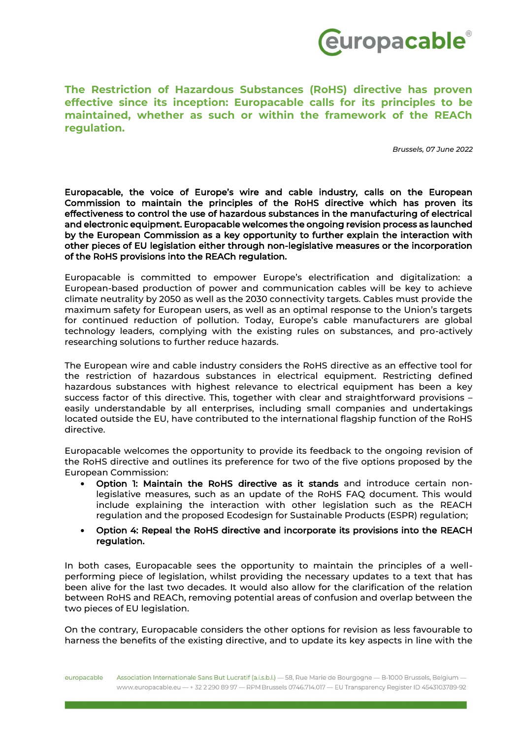# The Restriction of Hazardous Substances (RoHS) directive has proven effective since its inception: Europacable calls for its principles to be maintained, whether as such or within the framework of the REACh regulation.

*Brussels, 07 June 2022*

**Europacable, the voice of Europe's wire and cable industry, calls on the European Commission to maintain the principles of the RoHS directive which has proven its effectiveness to control the use of hazardous substances in the manufacturing of electrical and electronic equipment. Europacable welcomes the ongoing revision process as launched by the European Commission as a key opportunity to further explain the interaction with other pieces of EU legislation either through non-legislative measures or the incorporation of the RoHS provisions into the REACh regulation.**

Europacable is committed to empower Europe's electrification and digitalization: a European-based production of power and communication cables will be key to achieve climate neutrality by 2050 as well as the 2030 connectivity targets. Cables must provide the maximum safety for European users, as well as an optimal response to the Union's targets for continued reduction of pollution. Today, Europe's cable manufacturers are global technology leaders, complying with the existing rules on substances, and pro-actively researching solutions to further reduce hazards.

The European wire and cable industry considers the RoHS directive as an effective tool for the restriction of hazardous substances in electrical equipment. Restricting defined hazardous substances with highest relevance to electrical equipment has been a key success factor of this directive. This, together with clear and straightforward provisions – easily understandable by all enterprises, including small companies and undertakings located outside the EU, have contributed to the international flagship function of the RoHS directive.

Europacable welcomes the opportunity to provide its feedback to the ongoing revision of the RoHS directive and outlines its preference for two of the five options proposed by the European Commission:

- **Option 1: Maintain the RoHS directive as it stands** and introduce certain non-legislative measures, such as an update of the RoHS FAQ document. This would include explaining the interaction with other legislation such as the REACH regulation and the proposed Ecodesign for Sustainable Products (ESPR) regulation;
- **Option 4: Repeal the RoHS directive and incorporate its provisions into the REACH regulation.**

In both cases, Europacable sees the opportunity to maintain the principles of a well-performing piece of legislation, whilst providing the necessary updates to a text that has been alive for the last two decades. It would also allow for the clarification of the relation between RoHS and REACh, removing potential areas of confusion and overlap between the two pieces of EU legislation.

On the contrary, Europacable considers the other options for revision as less favourable to harness the benefits of the existing directive, and to update its key aspects in line with the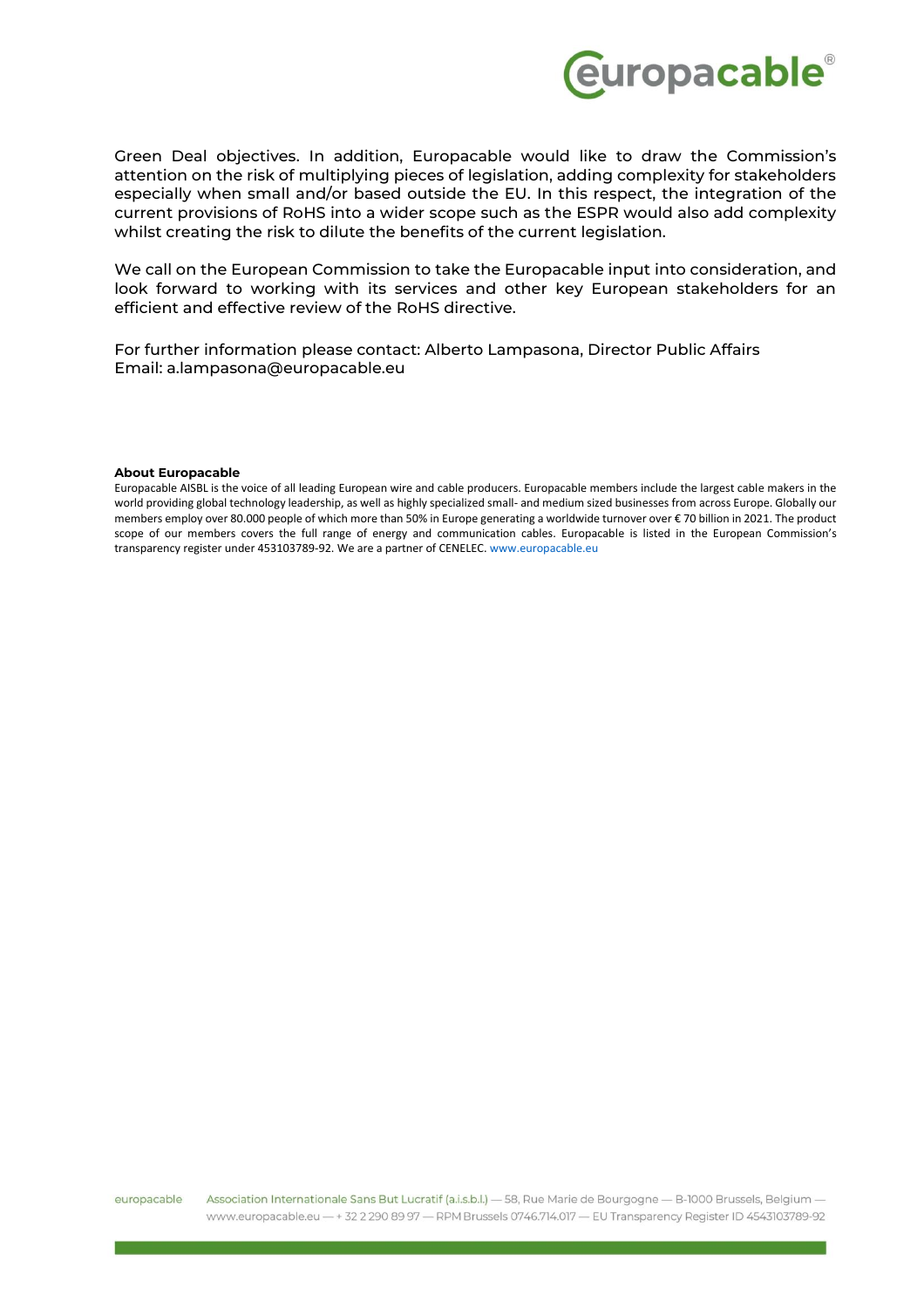Green Deal objectives. In addition, Europacable would like to draw the Commission's attention on the risk of multiplying pieces of legislation, adding complexity for stakeholders especially when small and/or based outside the EU. In this respect, the integration of the current provisions of RoHS into a wider scope such as the ESPR would also add complexity whilst creating the risk to dilute the benefits of the current legislation.

We call on the European Commission to take the Europacable input into consideration, and look forward to working with its services and other key European stakeholders for an efficient and effective review of the RoHS directive.

For further information please contact: Alberto Lampasona, Director Public Affairs
Email: a.lampasona@europacable.eu

**About Europacable**
Europacable AISBL is the voice of all leading European wire and cable producers. Europacable members include the largest cable makers in the world providing global technology leadership, as well as highly specialized small- and medium sized businesses from across Europe. Globally our members employ over 80.000 people of which more than 50% in Europe generating a worldwide turnover over € 70 billion in 2021. The product scope of our members covers the full range of energy and communication cables. Europacable is listed in the European Commission's transparency register under 453103789-92. We are a partner of CENELEC. www.europacable.eu

europacable Association Internationale Sans But Lucratif (a.i.s.b.l.) — 58, Rue Marie de Bourgogne — B-1000 Brussels, Belgium — www.europacable.eu — + 32 2 290 89 97 — RPM Brussels 0746.714.017 — EU Transparency Register ID 4543103789-92